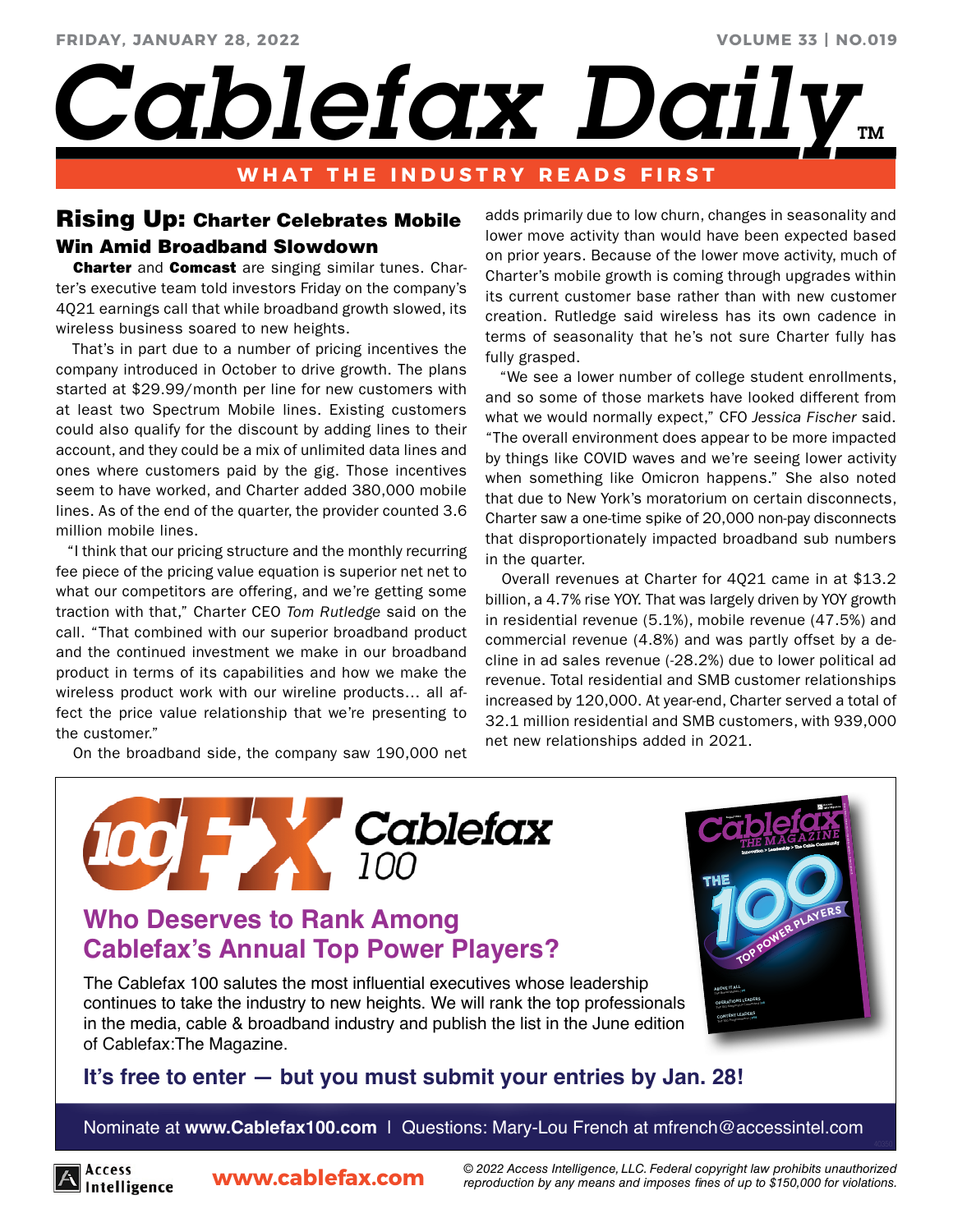# Cablefax Daily

WHAT THE INDUSTRY READS FIRST

FRIDAY, JANUARY 28, 2022 — VOLUME 33 | NO.019

## Rising Up: Charter Celebrates Mobile Win Amid Broadband Slowdown

**Charter** and **Comcast** are singing similar tunes. Charter's executive team told investors Friday on the company's 4Q21 earnings call that while broadband growth slowed, its wireless business soared to new heights.

That's in part due to a number of pricing incentives the company introduced in October to drive growth. The plans started at $29.99/month per line for new customers with at least two Spectrum Mobile lines. Existing customers could also qualify for the discount by adding lines to their account, and they could be a mix of unlimited data lines and ones where customers paid by the gig. Those incentives seem to have worked, and Charter added 380,000 mobile lines. As of the end of the quarter, the provider counted 3.6 million mobile lines.

"I think that our pricing structure and the monthly recurring fee piece of the pricing value equation is superior net net to what our competitors are offering, and we're getting some traction with that," Charter CEO *Tom Rutledge* said on the call. "That combined with our superior broadband product and the continued investment we make in our broadband product in terms of its capabilities and how we make the wireless product work with our wireline products… all affect the price value relationship that we're presenting to the customer."

On the broadband side, the company saw 190,000 net adds primarily due to low churn, changes in seasonality and lower move activity than would have been expected based on prior years. Because of the lower move activity, much of Charter's mobile growth is coming through upgrades within its current customer base rather than with new customer creation. Rutledge said wireless has its own cadence in terms of seasonality that he's not sure Charter fully has fully grasped.

"We see a lower number of college student enrollments, and so some of those markets have looked different from what we would normally expect," CFO *Jessica Fischer* said. "The overall environment does appear to be more impacted by things like COVID waves and we're seeing lower activity when something like Omicron happens." She also noted that due to New York's moratorium on certain disconnects, Charter saw a one-time spike of 20,000 non-pay disconnects that disproportionately impacted broadband sub numbers in the quarter.

Overall revenues at Charter for 4Q21 came in at $13.2 billion, a 4.7% rise YOY. That was largely driven by YOY growth in residential revenue (5.1%), mobile revenue (47.5%) and commercial revenue (4.8%) and was partly offset by a decline in ad sales revenue (-28.2%) due to lower political ad revenue. Total residential and SMB customer relationships increased by 120,000. At year-end, Charter served a total of 32.1 million residential and SMB customers, with 939,000 net new relationships added in 2021.

---

**Cablefax 100**

### Who Deserves to Rank Among Cablefax's Annual Top Power Players?

The Cablefax 100 salutes the most influential executives whose leadership continues to take the industry to new heights. We will rank the top professionals in the media, cable & broadband industry and publish the list in the June edition of Cablefax:The Magazine.

**It's free to enter — but you must submit your entries by Jan. 28!**

Nominate at **www.Cablefax100.com** | Questions: Mary-Lou French at mfrench@accessintel.com

---

Access Intelligence | www.cablefax.com

*© 2022 Access Intelligence, LLC. Federal copyright law prohibits unauthorized reproduction by any means and imposes fines of up to $150,000 for violations.*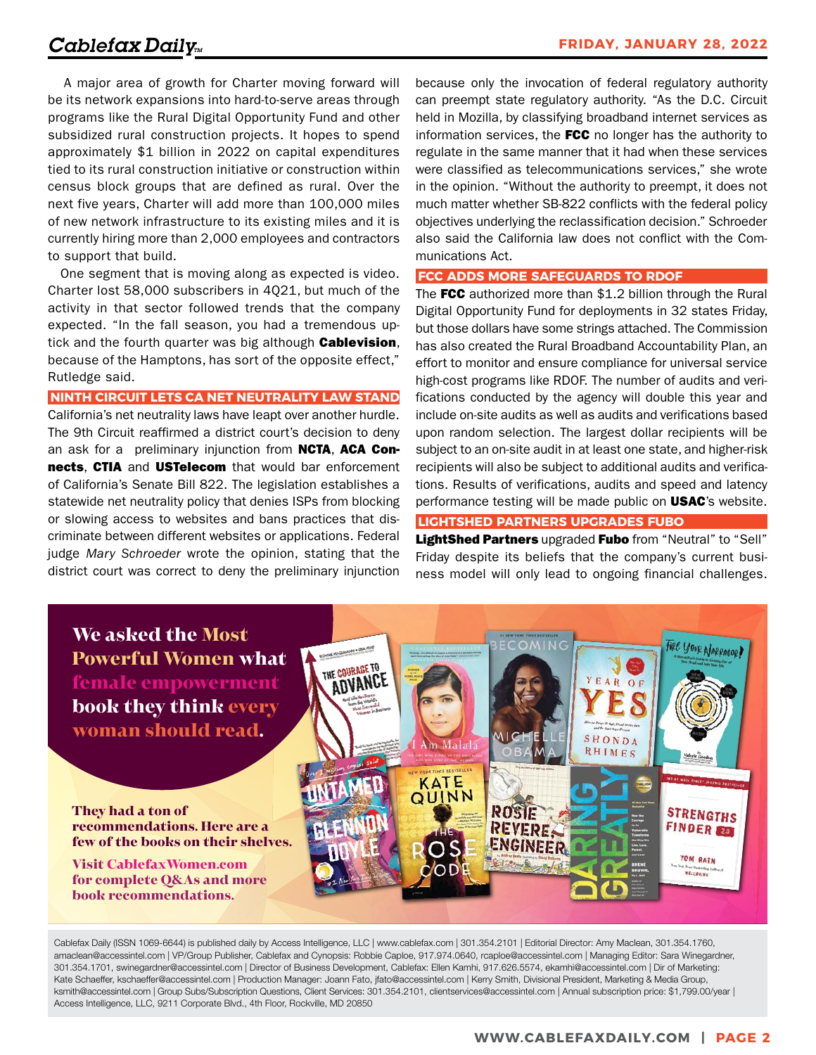A major area of growth for Charter moving forward will be its network expansions into hard-to-serve areas through programs like the Rural Digital Opportunity Fund and other subsidized rural construction projects. It hopes to spend approximately $1 billion in 2022 on capital expenditures tied to its rural construction initiative or construction within census block groups that are defined as rural. Over the next five years, Charter will add more than 100,000 miles of new network infrastructure to its existing miles and it is currently hiring more than 2,000 employees and contractors to support that build.

One segment that is moving along as expected is video. Charter lost 58,000 subscribers in 4Q21, but much of the activity in that sector followed trends that the company expected. "In the fall season, you had a tremendous uptick and the fourth quarter was big although **Cablevision**, because of the Hamptons, has sort of the opposite effect," Rutledge said.

## NINTH CIRCUIT LETS CA NET NEUTRALITY LAW STAND

California's net neutrality laws have leapt over another hurdle. The 9th Circuit reaffirmed a district court's decision to deny an ask for a preliminary injunction from **NCTA**, **ACA Connects**, **CTIA** and **USTelecom** that would bar enforcement of California's Senate Bill 822. The legislation establishes a statewide net neutrality policy that denies ISPs from blocking or slowing access to websites and bans practices that discriminate between different websites or applications. Federal judge *Mary Schroeder* wrote the opinion, stating that the district court was correct to deny the preliminary injunction because only the invocation of federal regulatory authority can preempt state regulatory authority. "As the D.C. Circuit held in Mozilla, by classifying broadband internet services as information services, the **FCC** no longer has the authority to regulate in the same manner that it had when these services were classified as telecommunications services," she wrote in the opinion. "Without the authority to preempt, it does not much matter whether SB-822 conflicts with the federal policy objectives underlying the reclassification decision." Schroeder also said the California law does not conflict with the Communications Act.

## FCC ADDS MORE SAFEGUARDS TO RDOF

The **FCC** authorized more than $1.2 billion through the Rural Digital Opportunity Fund for deployments in 32 states Friday, but those dollars have some strings attached. The Commission has also created the Rural Broadband Accountability Plan, an effort to monitor and ensure compliance for universal service high-cost programs like RDOF. The number of audits and verifications conducted by the agency will double this year and include on-site audits as well as audits and verifications based upon random selection. The largest dollar recipients will be subject to an on-site audit in at least one state, and higher-risk recipients will also be subject to additional audits and verifications. Results of verifications, audits and speed and latency performance testing will be made public on **USAC**'s website.

## LIGHTSHED PARTNERS UPGRADES FUBO

**LightShed Partners** upgraded **Fubo** from "Neutral" to "Sell" Friday despite its beliefs that the company's current business model will only lead to ongoing financial challenges.

**We asked the Most Powerful Women what female empowerment book they think every woman should read.**

**They had a ton of recommendations. Here are a few of the books on their shelves.**

**Visit CablefaxWomen.com for complete Q&As and more book recommendations.**

Cablefax Daily (ISSN 1069-6644) is published daily by Access Intelligence, LLC | www.cablefax.com | 301.354.2101 | Editorial Director: Amy Maclean, 301.354.1760, amaclean@accessintel.com | VP/Group Publisher, Cablefax and Cynopsis: Robbie Caploe, 917.974.0640, rcaploe@accessintel.com | Managing Editor: Sara Winegardner, 301.354.1701, swinegardner@accessintel.com | Director of Business Development, Cablefax: Ellen Kamhi, 917.626.5574, ekamhi@accessintel.com | Dir of Marketing: Kate Schaeffer, kschaeffer@accessintel.com | Production Manager: Joann Fato, jfato@accessintel.com | Kerry Smith, Divisional President, Marketing & Media Group, ksmith@accessintel.com | Group Subs/Subscription Questions, Client Services: 301.354.2101, clientservices@accessintel.com | Annual subscription price: $1,799.00/year | Access Intelligence, LLC, 9211 Corporate Blvd., 4th Floor, Rockville, MD 20850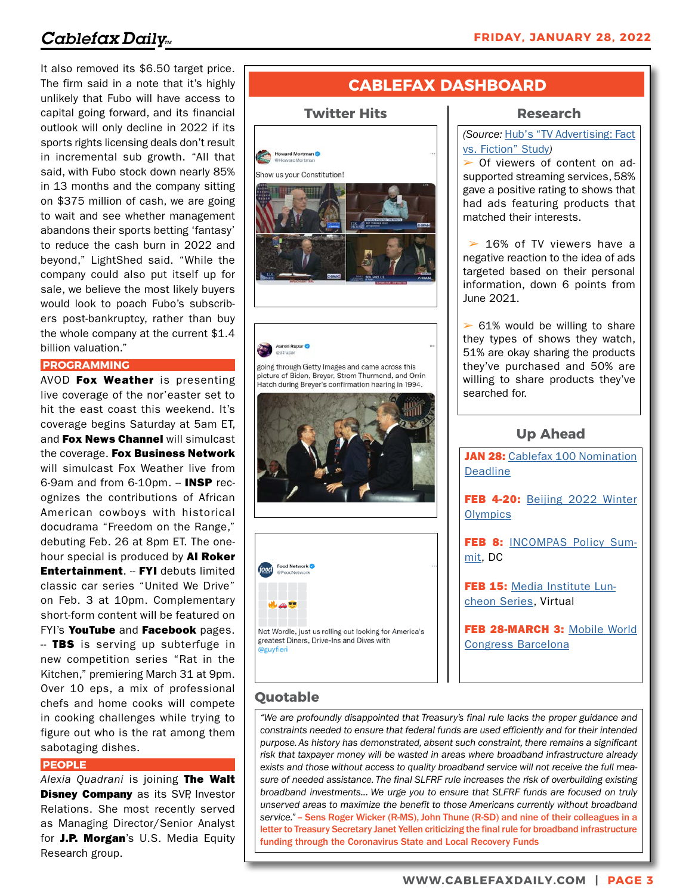It also removed its $6.50 target price. The firm said in a note that it's highly unlikely that Fubo will have access to capital going forward, and its financial outlook will only decline in 2022 if its sports rights licensing deals don't result in incremental sub growth. "All that said, with Fubo stock down nearly 85% in 13 months and the company sitting on $375 million of cash, we are going to wait and see whether management abandons their sports betting 'fantasy' to reduce the cash burn in 2022 and beyond," LightShed said. "While the company could also put itself up for sale, we believe the most likely buyers would look to poach Fubo's subscribers post-bankruptcy, rather than buy the whole company at the current $1.4 billion valuation."

## PROGRAMMING

AVOD **Fox Weather** is presenting live coverage of the nor'easter set to hit the east coast this weekend. It's coverage begins Saturday at 5am ET, and **Fox News Channel** will simulcast the coverage. **Fox Business Network** will simulcast Fox Weather live from 6-9am and from 6-10pm. -- **INSP** recognizes the contributions of African American cowboys with historical docudrama "Freedom on the Range," debuting Feb. 26 at 8pm ET. The one-hour special is produced by **Al Roker Entertainment**. -- **FYI** debuts limited classic car series "United We Drive" on Feb. 3 at 10pm. Complementary short-form content will be featured on FYI's **YouTube** and **Facebook** pages. -- **TBS** is serving up subterfuge in new competition series "Rat in the Kitchen," premiering March 31 at 9pm. Over 10 eps, a mix of professional chefs and home cooks will compete in cooking challenges while trying to figure out who is the rat among them sabotaging dishes.

## PEOPLE

*Alexia Quadrani* is joining **The Walt Disney Company** as its SVP, Investor Relations. She most recently served as Managing Director/Senior Analyst for **J.P. Morgan**'s U.S. Media Equity Research group.

# CABLEFAX DASHBOARD

## Twitter Hits

Howard Mortman @HowardMortman

Show us your Constitution!

Aaron Rupar @atrupar

going through Getty Images and came across this picture of Biden, Breyer, Strom Thurmond, and Orrin Hatch during Breyer's confirmation hearing in 1994.

Food Network @FoodNetwork

Not Wordle, just us rolling out looking for America's greatest Diners, Drive-Ins and Dives with @guyfieri

## Research

*(Source: Hub's "TV Advertising: Fact vs. Fiction" Study)*

- Of viewers of content on ad-supported streaming services, 58% gave a positive rating to shows that had ads featuring products that matched their interests.
- 16% of TV viewers have a negative reaction to the idea of ads targeted based on their personal information, down 6 points from June 2021.
- 61% would be willing to share they types of shows they watch, 51% are okay sharing the products they've purchased and 50% are willing to share products they've searched for.

## Up Ahead

**JAN 28:** Cablefax 100 Nomination Deadline

**FEB 4-20:** Beijing 2022 Winter Olympics

**FEB 8:** INCOMPAS Policy Summit, DC

**FEB 15:** Media Institute Luncheon Series, Virtual

**FEB 28-MARCH 3:** Mobile World Congress Barcelona

## Quotable

*"We are profoundly disappointed that Treasury's final rule lacks the proper guidance and constraints needed to ensure that federal funds are used efficiently and for their intended purpose. As history has demonstrated, absent such constraint, there remains a significant risk that taxpayer money will be wasted in areas where broadband infrastructure already exists and those without access to quality broadband service will not receive the full measure of needed assistance. The final SLFRF rule increases the risk of overbuilding existing broadband investments... We urge you to ensure that SLFRF funds are focused on truly unserved areas to maximize the benefit to those Americans currently without broadband service."* – Sens Roger Wicker (R-MS), John Thune (R-SD) and nine of their colleagues in a letter to Treasury Secretary Janet Yellen criticizing the final rule for broadband infrastructure funding through the Coronavirus State and Local Recovery Funds